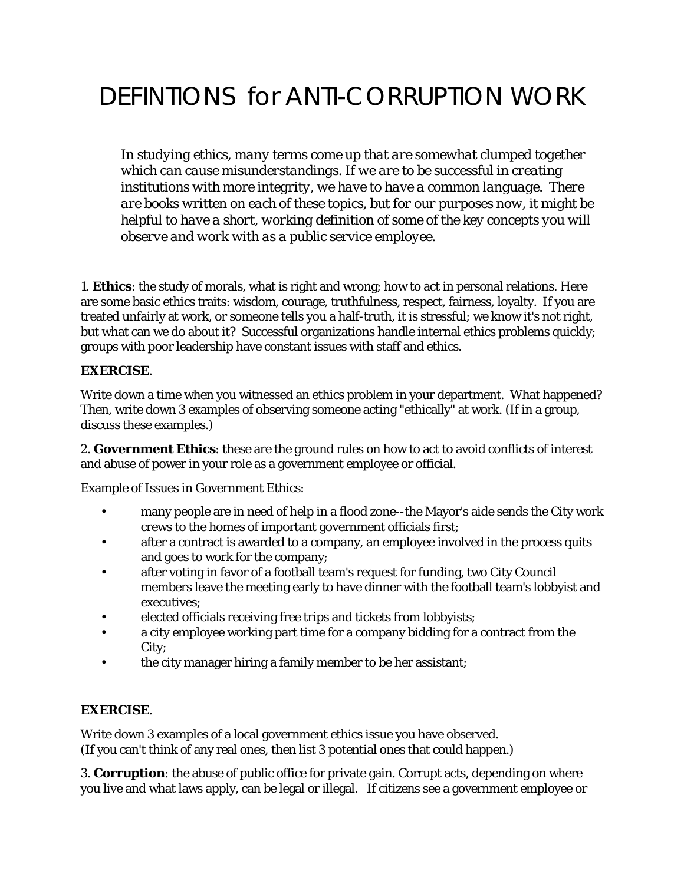# DEFINTIONS for ANTI-CORRUPTION WORK

*In studying ethics, many terms come up that are somewhat clumped together which can cause misunderstandings. If we are to be successful in creating institutions with more integrity, we have to have a common language. There are books written on each of these topics, but for our purposes now, it might be helpful to have a short, working definition of some of the key concepts you will observe and work with as a public service employee.*

1. **Ethics**: the study of morals, what is right and wrong; how to act in personal relations. Here are some basic ethics traits: wisdom, courage, truthfulness, respect, fairness, loyalty. If you are treated unfairly at work, or someone tells you a half-truth, it is stressful; we know it's not right, but what can we do about it? Successful organizations handle internal ethics problems quickly; groups with poor leadership have constant issues with staff and ethics.

**EXERCISE**.

Write down a time when you witnessed an ethics problem in your department. What happened? Then, write down 3 examples of observing someone acting "ethically" at work. (If in a group, discuss these examples.)

2. **Government Ethics**: these are the ground rules on how to act to avoid conflicts of interest and abuse of power in your role as a government employee or official.

Example of Issues in Government Ethics:

- many people are in need of help in a flood zone--the Mayor's aide sends the City work crews to the homes of important government officials first;
- after a contract is awarded to a company, an employee involved in the process quits and goes to work for the company;
- after voting in favor of a football team's request for funding, two City Council members leave the meeting early to have dinner with the football team's lobbyist and executives;
- elected officials receiving free trips and tickets from lobbyists;
- a city employee working part time for a company bidding for a contract from the City;
- the city manager hiring a family member to be her assistant;

**EXERCISE**.

Write down 3 examples of a local government ethics issue you have observed.
(If you can't think of any real ones, then list 3 potential ones that could happen.)

3. **Corruption**: the abuse of public office for private gain. Corrupt acts, depending on where you live and what laws apply, can be legal or illegal. If citizens see a government employee or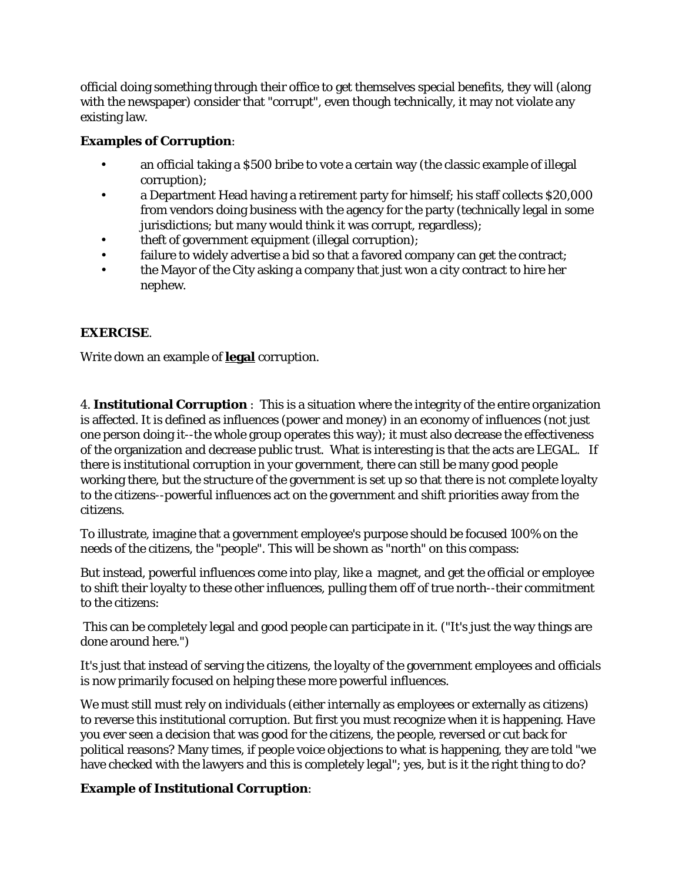official doing something through their office to get themselves special benefits, they will (along with the newspaper) consider that "corrupt", even though technically, it may not violate any existing law.

**Examples of Corruption**:

- an official taking a $500 bribe to vote a certain way (the classic example of illegal corruption);
- a Department Head having a retirement party for himself; his staff collects $20,000 from vendors doing business with the agency for the party (technically legal in some jurisdictions; but many would think it was corrupt, regardless);
- theft of government equipment (illegal corruption);
- failure to widely advertise a bid so that a favored company can get the contract;
- the Mayor of the City asking a company that just won a city contract to hire her nephew.

**EXERCISE**.

Write down an example of <u>**legal**</u> corruption.

4. **Institutional Corruption** : This is a situation where the integrity of the entire organization is affected. It is defined as influences (power and money) in an economy of influences (not just one person doing it--the whole group operates this way); it must also decrease the effectiveness of the organization and decrease public trust. What is interesting is that the acts are LEGAL. If there is institutional corruption in your government, there can still be many good people working there, but the structure of the government is set up so that there is not complete loyalty to the citizens--powerful influences act on the government and shift priorities away from the citizens.

To illustrate, imagine that a government employee's purpose should be focused 100% on the needs of the citizens, the "people". This will be shown as "north" on this compass:

But instead, powerful influences come into play, like a magnet, and get the official or employee to shift their loyalty to these other influences, pulling them off of true north--their commitment to the citizens:

This can be completely legal and good people can participate in it. ("It's just the way things are done around here.")

It's just that instead of serving the citizens, the loyalty of the government employees and officials is now primarily focused on helping these more powerful influences.

We must still must rely on individuals (either internally as employees or externally as citizens) to reverse this institutional corruption. But first you must recognize when it is happening. Have you ever seen a decision that was good for the citizens, the people, reversed or cut back for political reasons? Many times, if people voice objections to what is happening, they are told "we have checked with the lawyers and this is completely legal"; yes, but is it the right thing to do?

**Example of Institutional Corruption**: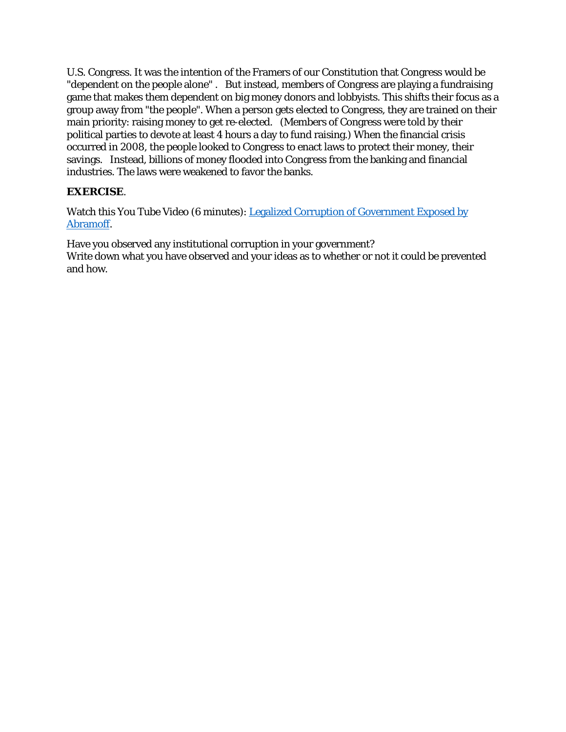U.S. Congress. It was the intention of the Framers of our Constitution that Congress would be "dependent on the people alone" . But instead, members of Congress are playing a fundraising game that makes them dependent on big money donors and lobbyists. This shifts their focus as a group away from "the people". When a person gets elected to Congress, they are trained on their main priority: raising money to get re-elected. (Members of Congress were told by their political parties to devote at least 4 hours a day to fund raising.) When the financial crisis occurred in 2008, the people looked to Congress to enact laws to protect their money, their savings. Instead, billions of money flooded into Congress from the banking and financial industries. The laws were weakened to favor the banks.

**EXERCISE**.

Watch this You Tube Video (6 minutes): [Legalized Corruption of Government Exposed by Abramoff]().

Have you observed any institutional corruption in your government?
Write down what you have observed and your ideas as to whether or not it could be prevented and how.